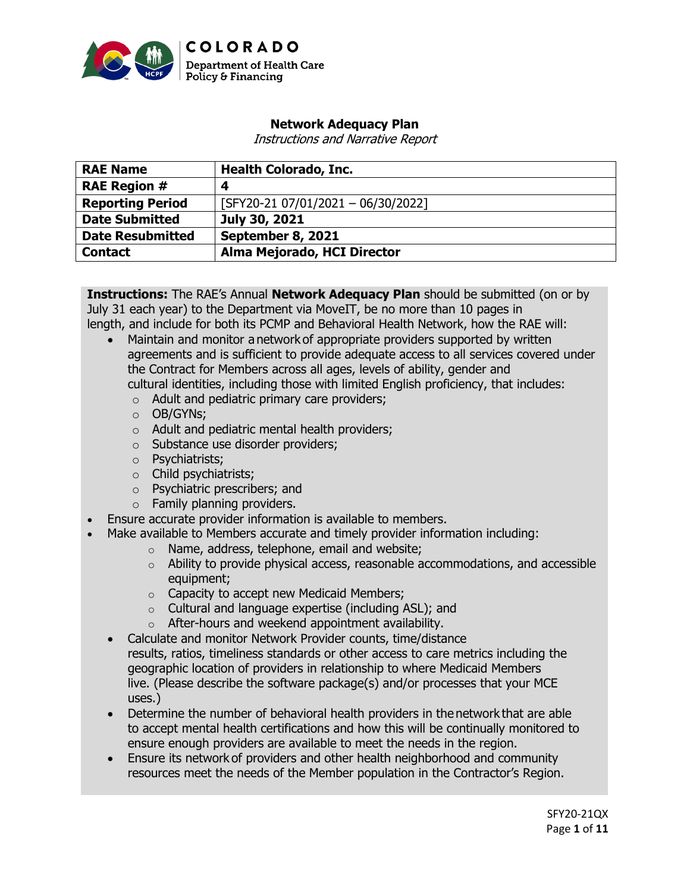COLORADO

Department of Health Care Policy & Financing

# Network Adequacy Plan

*Instructions and Narrative Report*

| **RAE Name** | **Health Colorado, Inc.** |
|---|---|
| **RAE Region #** | **4** |
| **Reporting Period** | [SFY20-21 07/01/2021 – 06/30/2022] |
| **Date Submitted** | **July 30, 2021** |
| **Date Resubmitted** | **September 8, 2021** |
| **Contact** | **Alma Mejorado, HCI Director** |

**Instructions:** The RAE's Annual **Network Adequacy Plan** should be submitted (on or by July 31 each year) to the Department via MoveIT, be no more than 10 pages in length, and include for both its PCMP and Behavioral Health Network, how the RAE will:

- Maintain and monitor a network of appropriate providers supported by written agreements and is sufficient to provide adequate access to all services covered under the Contract for Members across all ages, levels of ability, gender and cultural identities, including those with limited English proficiency, that includes:
  - Adult and pediatric primary care providers;
  - OB/GYNs;
  - Adult and pediatric mental health providers;
  - Substance use disorder providers;
  - Psychiatrists;
  - Child psychiatrists;
  - Psychiatric prescribers; and
  - Family planning providers.
- Ensure accurate provider information is available to members.
- Make available to Members accurate and timely provider information including:
  - Name, address, telephone, email and website;
  - Ability to provide physical access, reasonable accommodations, and accessible equipment;
  - Capacity to accept new Medicaid Members;
  - Cultural and language expertise (including ASL); and
  - After-hours and weekend appointment availability.
- Calculate and monitor Network Provider counts, time/distance results, ratios, timeliness standards or other access to care metrics including the geographic location of providers in relationship to where Medicaid Members live. (Please describe the software package(s) and/or processes that your MCE uses.)
- Determine the number of behavioral health providers in the network that are able to accept mental health certifications and how this will be continually monitored to ensure enough providers are available to meet the needs in the region.
- Ensure its network of providers and other health neighborhood and community resources meet the needs of the Member population in the Contractor's Region.

SFY20-21QX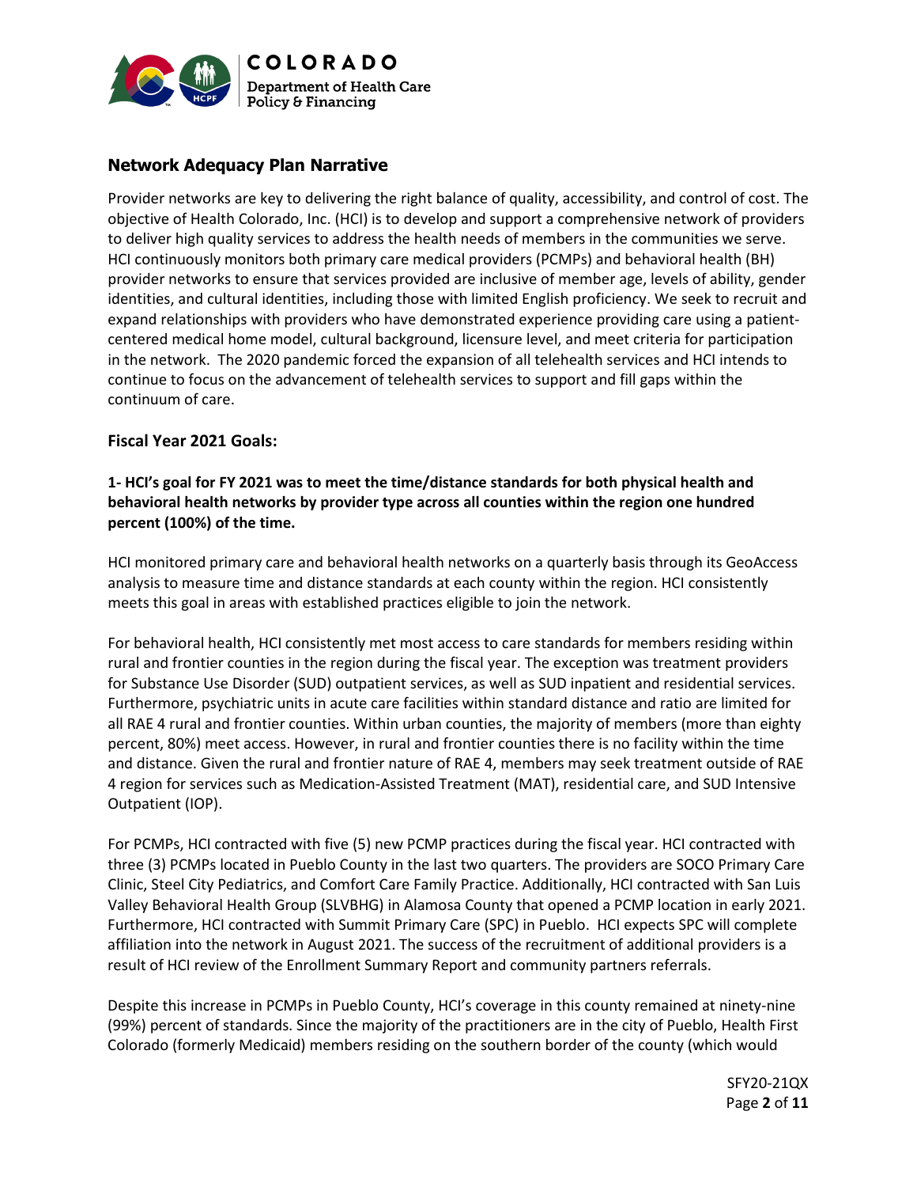## Network Adequacy Plan Narrative

Provider networks are key to delivering the right balance of quality, accessibility, and control of cost. The objective of Health Colorado, Inc. (HCI) is to develop and support a comprehensive network of providers to deliver high quality services to address the health needs of members in the communities we serve. HCI continuously monitors both primary care medical providers (PCMPs) and behavioral health (BH) provider networks to ensure that services provided are inclusive of member age, levels of ability, gender identities, and cultural identities, including those with limited English proficiency. We seek to recruit and expand relationships with providers who have demonstrated experience providing care using a patient-centered medical home model, cultural background, licensure level, and meet criteria for participation in the network. The 2020 pandemic forced the expansion of all telehealth services and HCI intends to continue to focus on the advancement of telehealth services to support and fill gaps within the continuum of care.

### Fiscal Year 2021 Goals:

**1- HCI's goal for FY 2021 was to meet the time/distance standards for both physical health and behavioral health networks by provider type across all counties within the region one hundred percent (100%) of the time.**

HCI monitored primary care and behavioral health networks on a quarterly basis through its GeoAccess analysis to measure time and distance standards at each county within the region. HCI consistently meets this goal in areas with established practices eligible to join the network.

For behavioral health, HCI consistently met most access to care standards for members residing within rural and frontier counties in the region during the fiscal year. The exception was treatment providers for Substance Use Disorder (SUD) outpatient services, as well as SUD inpatient and residential services. Furthermore, psychiatric units in acute care facilities within standard distance and ratio are limited for all RAE 4 rural and frontier counties. Within urban counties, the majority of members (more than eighty percent, 80%) meet access. However, in rural and frontier counties there is no facility within the time and distance. Given the rural and frontier nature of RAE 4, members may seek treatment outside of RAE 4 region for services such as Medication-Assisted Treatment (MAT), residential care, and SUD Intensive Outpatient (IOP).

For PCMPs, HCI contracted with five (5) new PCMP practices during the fiscal year. HCI contracted with three (3) PCMPs located in Pueblo County in the last two quarters. The providers are SOCO Primary Care Clinic, Steel City Pediatrics, and Comfort Care Family Practice. Additionally, HCI contracted with San Luis Valley Behavioral Health Group (SLVBHG) in Alamosa County that opened a PCMP location in early 2021. Furthermore, HCI contracted with Summit Primary Care (SPC) in Pueblo. HCI expects SPC will complete affiliation into the network in August 2021. The success of the recruitment of additional providers is a result of HCI review of the Enrollment Summary Report and community partners referrals.

Despite this increase in PCMPs in Pueblo County, HCI's coverage in this county remained at ninety-nine (99%) percent of standards. Since the majority of the practitioners are in the city of Pueblo, Health First Colorado (formerly Medicaid) members residing on the southern border of the county (which would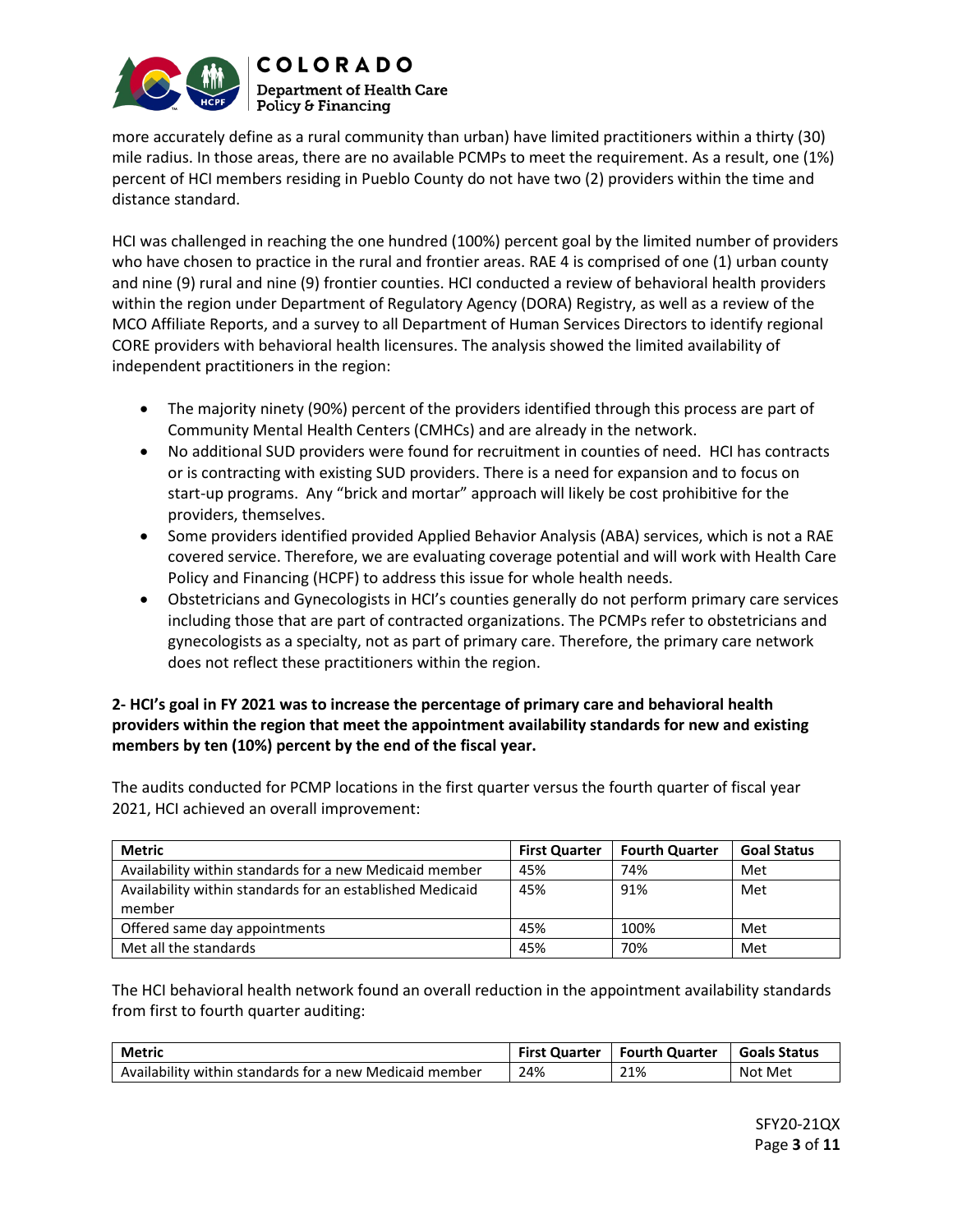more accurately define as a rural community than urban) have limited practitioners within a thirty (30) mile radius. In those areas, there are no available PCMPs to meet the requirement. As a result, one (1%) percent of HCI members residing in Pueblo County do not have two (2) providers within the time and distance standard.

HCI was challenged in reaching the one hundred (100%) percent goal by the limited number of providers who have chosen to practice in the rural and frontier areas. RAE 4 is comprised of one (1) urban county and nine (9) rural and nine (9) frontier counties. HCI conducted a review of behavioral health providers within the region under Department of Regulatory Agency (DORA) Registry, as well as a review of the MCO Affiliate Reports, and a survey to all Department of Human Services Directors to identify regional CORE providers with behavioral health licensures. The analysis showed the limited availability of independent practitioners in the region:

- The majority ninety (90%) percent of the providers identified through this process are part of Community Mental Health Centers (CMHCs) and are already in the network.
- No additional SUD providers were found for recruitment in counties of need. HCI has contracts or is contracting with existing SUD providers. There is a need for expansion and to focus on start-up programs. Any "brick and mortar" approach will likely be cost prohibitive for the providers, themselves.
- Some providers identified provided Applied Behavior Analysis (ABA) services, which is not a RAE covered service. Therefore, we are evaluating coverage potential and will work with Health Care Policy and Financing (HCPF) to address this issue for whole health needs.
- Obstetricians and Gynecologists in HCI's counties generally do not perform primary care services including those that are part of contracted organizations. The PCMPs refer to obstetricians and gynecologists as a specialty, not as part of primary care. Therefore, the primary care network does not reflect these practitioners within the region.

**2- HCI's goal in FY 2021 was to increase the percentage of primary care and behavioral health providers within the region that meet the appointment availability standards for new and existing members by ten (10%) percent by the end of the fiscal year.**

The audits conducted for PCMP locations in the first quarter versus the fourth quarter of fiscal year 2021, HCI achieved an overall improvement:

| Metric | First Quarter | Fourth Quarter | Goal Status |
|---|---|---|---|
| Availability within standards for a new Medicaid member | 45% | 74% | Met |
| Availability within standards for an established Medicaid member | 45% | 91% | Met |
| Offered same day appointments | 45% | 100% | Met |
| Met all the standards | 45% | 70% | Met |

The HCI behavioral health network found an overall reduction in the appointment availability standards from first to fourth quarter auditing:

| Metric | First Quarter | Fourth Quarter | Goals Status |
|---|---|---|---|
| Availability within standards for a new Medicaid member | 24% | 21% | Not Met |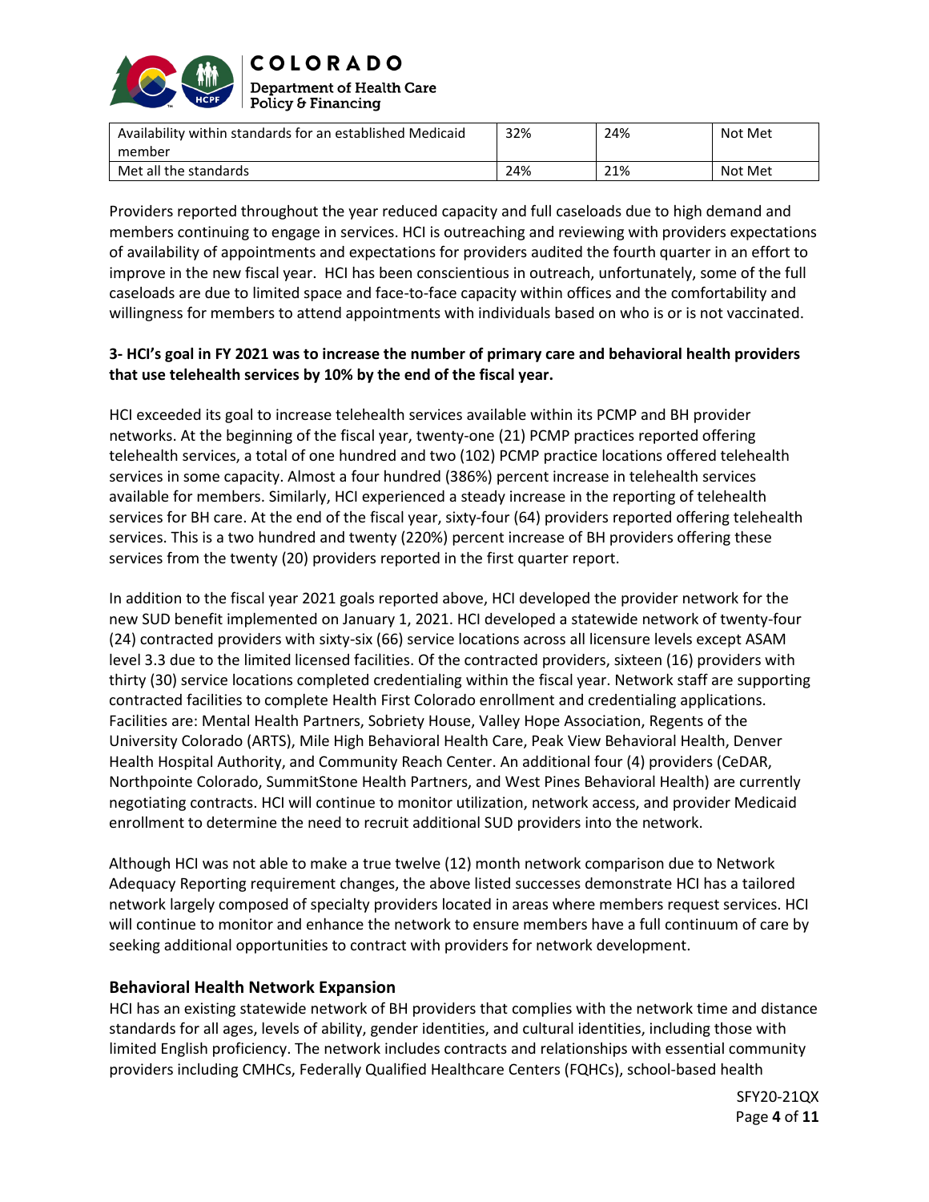| Availability within standards for an established Medicaid member | 32% | 24% | Not Met |
|---|---|---|---|
| Met all the standards | 24% | 21% | Not Met |

Providers reported throughout the year reduced capacity and full caseloads due to high demand and members continuing to engage in services. HCI is outreaching and reviewing with providers expectations of availability of appointments and expectations for providers audited the fourth quarter in an effort to improve in the new fiscal year. HCI has been conscientious in outreach, unfortunately, some of the full caseloads are due to limited space and face-to-face capacity within offices and the comfortability and willingness for members to attend appointments with individuals based on who is or is not vaccinated.

**3- HCI's goal in FY 2021 was to increase the number of primary care and behavioral health providers that use telehealth services by 10% by the end of the fiscal year.**

HCI exceeded its goal to increase telehealth services available within its PCMP and BH provider networks. At the beginning of the fiscal year, twenty-one (21) PCMP practices reported offering telehealth services, a total of one hundred and two (102) PCMP practice locations offered telehealth services in some capacity. Almost a four hundred (386%) percent increase in telehealth services available for members. Similarly, HCI experienced a steady increase in the reporting of telehealth services for BH care. At the end of the fiscal year, sixty-four (64) providers reported offering telehealth services. This is a two hundred and twenty (220%) percent increase of BH providers offering these services from the twenty (20) providers reported in the first quarter report.

In addition to the fiscal year 2021 goals reported above, HCI developed the provider network for the new SUD benefit implemented on January 1, 2021. HCI developed a statewide network of twenty-four (24) contracted providers with sixty-six (66) service locations across all licensure levels except ASAM level 3.3 due to the limited licensed facilities. Of the contracted providers, sixteen (16) providers with thirty (30) service locations completed credentialing within the fiscal year. Network staff are supporting contracted facilities to complete Health First Colorado enrollment and credentialing applications. Facilities are: Mental Health Partners, Sobriety House, Valley Hope Association, Regents of the University Colorado (ARTS), Mile High Behavioral Health Care, Peak View Behavioral Health, Denver Health Hospital Authority, and Community Reach Center. An additional four (4) providers (CeDAR, Northpointe Colorado, SummitStone Health Partners, and West Pines Behavioral Health) are currently negotiating contracts. HCI will continue to monitor utilization, network access, and provider Medicaid enrollment to determine the need to recruit additional SUD providers into the network.

Although HCI was not able to make a true twelve (12) month network comparison due to Network Adequacy Reporting requirement changes, the above listed successes demonstrate HCI has a tailored network largely composed of specialty providers located in areas where members request services. HCI will continue to monitor and enhance the network to ensure members have a full continuum of care by seeking additional opportunities to contract with providers for network development.

### Behavioral Health Network Expansion

HCI has an existing statewide network of BH providers that complies with the network time and distance standards for all ages, levels of ability, gender identities, and cultural identities, including those with limited English proficiency. The network includes contracts and relationships with essential community providers including CMHCs, Federally Qualified Healthcare Centers (FQHCs), school-based health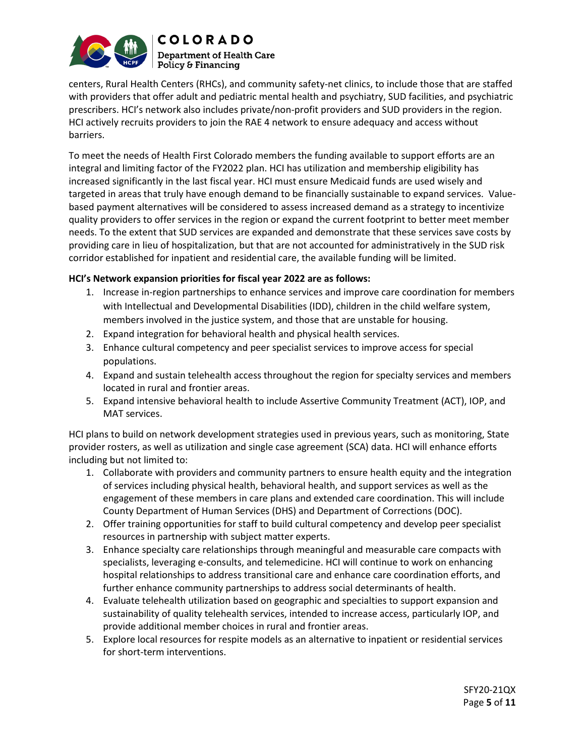centers, Rural Health Centers (RHCs), and community safety-net clinics, to include those that are staffed with providers that offer adult and pediatric mental health and psychiatry, SUD facilities, and psychiatric prescribers. HCI's network also includes private/non-profit providers and SUD providers in the region. HCI actively recruits providers to join the RAE 4 network to ensure adequacy and access without barriers.

To meet the needs of Health First Colorado members the funding available to support efforts are an integral and limiting factor of the FY2022 plan. HCI has utilization and membership eligibility has increased significantly in the last fiscal year. HCI must ensure Medicaid funds are used wisely and targeted in areas that truly have enough demand to be financially sustainable to expand services. Value-based payment alternatives will be considered to assess increased demand as a strategy to incentivize quality providers to offer services in the region or expand the current footprint to better meet member needs. To the extent that SUD services are expanded and demonstrate that these services save costs by providing care in lieu of hospitalization, but that are not accounted for administratively in the SUD risk corridor established for inpatient and residential care, the available funding will be limited.

**HCI's Network expansion priorities for fiscal year 2022 are as follows:**

1. Increase in-region partnerships to enhance services and improve care coordination for members with Intellectual and Developmental Disabilities (IDD), children in the child welfare system, members involved in the justice system, and those that are unstable for housing.
2. Expand integration for behavioral health and physical health services.
3. Enhance cultural competency and peer specialist services to improve access for special populations.
4. Expand and sustain telehealth access throughout the region for specialty services and members located in rural and frontier areas.
5. Expand intensive behavioral health to include Assertive Community Treatment (ACT), IOP, and MAT services.

HCI plans to build on network development strategies used in previous years, such as monitoring, State provider rosters, as well as utilization and single case agreement (SCA) data. HCI will enhance efforts including but not limited to:

1. Collaborate with providers and community partners to ensure health equity and the integration of services including physical health, behavioral health, and support services as well as the engagement of these members in care plans and extended care coordination. This will include County Department of Human Services (DHS) and Department of Corrections (DOC).
2. Offer training opportunities for staff to build cultural competency and develop peer specialist resources in partnership with subject matter experts.
3. Enhance specialty care relationships through meaningful and measurable care compacts with specialists, leveraging e-consults, and telemedicine. HCI will continue to work on enhancing hospital relationships to address transitional care and enhance care coordination efforts, and further enhance community partnerships to address social determinants of health.
4. Evaluate telehealth utilization based on geographic and specialties to support expansion and sustainability of quality telehealth services, intended to increase access, particularly IOP, and provide additional member choices in rural and frontier areas.
5. Explore local resources for respite models as an alternative to inpatient or residential services for short-term interventions.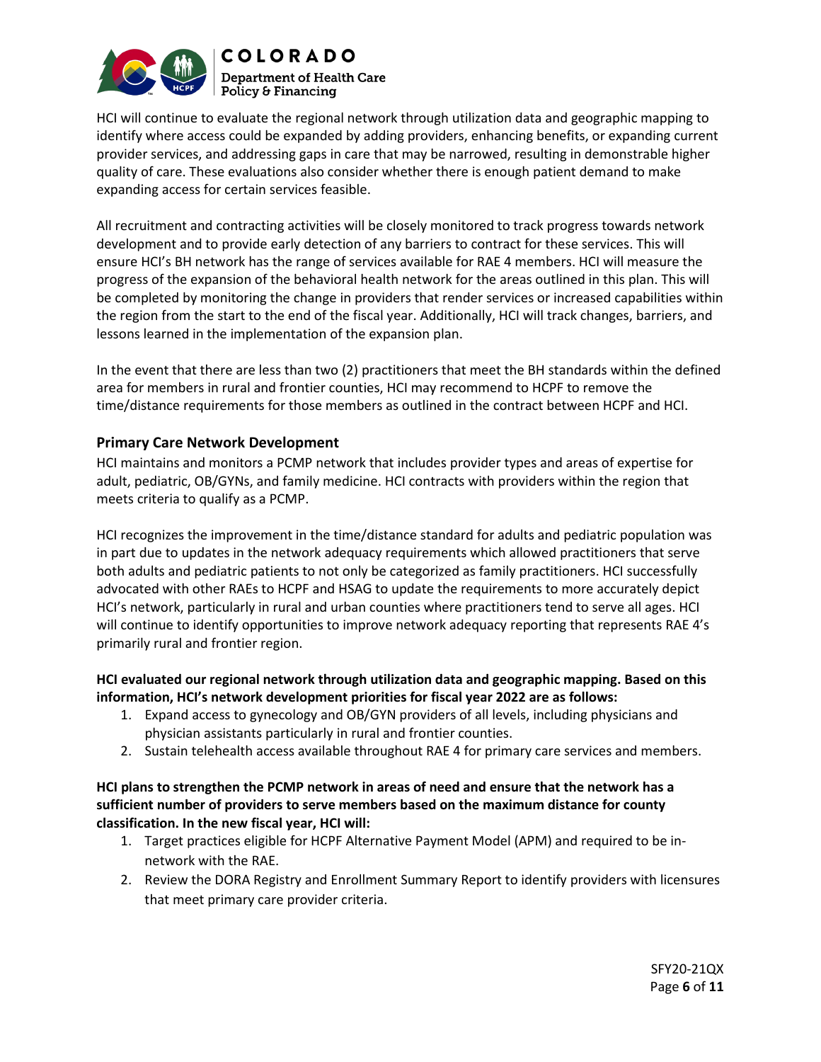HCI will continue to evaluate the regional network through utilization data and geographic mapping to identify where access could be expanded by adding providers, enhancing benefits, or expanding current provider services, and addressing gaps in care that may be narrowed, resulting in demonstrable higher quality of care. These evaluations also consider whether there is enough patient demand to make expanding access for certain services feasible.

All recruitment and contracting activities will be closely monitored to track progress towards network development and to provide early detection of any barriers to contract for these services. This will ensure HCI's BH network has the range of services available for RAE 4 members. HCI will measure the progress of the expansion of the behavioral health network for the areas outlined in this plan. This will be completed by monitoring the change in providers that render services or increased capabilities within the region from the start to the end of the fiscal year. Additionally, HCI will track changes, barriers, and lessons learned in the implementation of the expansion plan.

In the event that there are less than two (2) practitioners that meet the BH standards within the defined area for members in rural and frontier counties, HCI may recommend to HCPF to remove the time/distance requirements for those members as outlined in the contract between HCPF and HCI.

### Primary Care Network Development

HCI maintains and monitors a PCMP network that includes provider types and areas of expertise for adult, pediatric, OB/GYNs, and family medicine. HCI contracts with providers within the region that meets criteria to qualify as a PCMP.

HCI recognizes the improvement in the time/distance standard for adults and pediatric population was in part due to updates in the network adequacy requirements which allowed practitioners that serve both adults and pediatric patients to not only be categorized as family practitioners. HCI successfully advocated with other RAEs to HCPF and HSAG to update the requirements to more accurately depict HCI's network, particularly in rural and urban counties where practitioners tend to serve all ages. HCI will continue to identify opportunities to improve network adequacy reporting that represents RAE 4's primarily rural and frontier region.

**HCI evaluated our regional network through utilization data and geographic mapping. Based on this information, HCI's network development priorities for fiscal year 2022 are as follows:**

1. Expand access to gynecology and OB/GYN providers of all levels, including physicians and physician assistants particularly in rural and frontier counties.
2. Sustain telehealth access available throughout RAE 4 for primary care services and members.

**HCI plans to strengthen the PCMP network in areas of need and ensure that the network has a sufficient number of providers to serve members based on the maximum distance for county classification. In the new fiscal year, HCI will:**

1. Target practices eligible for HCPF Alternative Payment Model (APM) and required to be in-network with the RAE.
2. Review the DORA Registry and Enrollment Summary Report to identify providers with licensures that meet primary care provider criteria.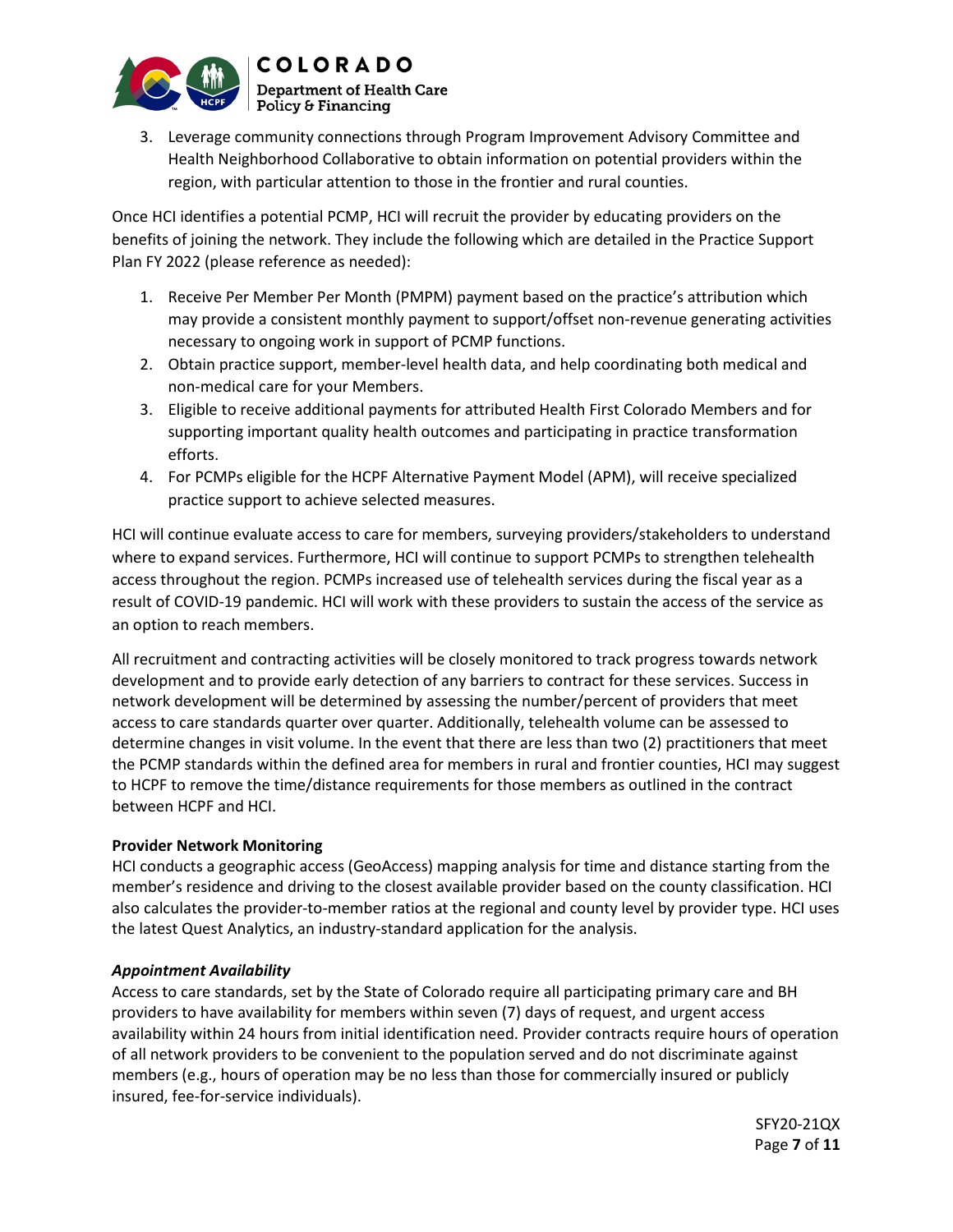3. Leverage community connections through Program Improvement Advisory Committee and Health Neighborhood Collaborative to obtain information on potential providers within the region, with particular attention to those in the frontier and rural counties.

Once HCI identifies a potential PCMP, HCI will recruit the provider by educating providers on the benefits of joining the network. They include the following which are detailed in the Practice Support Plan FY 2022 (please reference as needed):

1. Receive Per Member Per Month (PMPM) payment based on the practice's attribution which may provide a consistent monthly payment to support/offset non-revenue generating activities necessary to ongoing work in support of PCMP functions.
2. Obtain practice support, member-level health data, and help coordinating both medical and non-medical care for your Members.
3. Eligible to receive additional payments for attributed Health First Colorado Members and for supporting important quality health outcomes and participating in practice transformation efforts.
4. For PCMPs eligible for the HCPF Alternative Payment Model (APM), will receive specialized practice support to achieve selected measures.

HCI will continue evaluate access to care for members, surveying providers/stakeholders to understand where to expand services. Furthermore, HCI will continue to support PCMPs to strengthen telehealth access throughout the region. PCMPs increased use of telehealth services during the fiscal year as a result of COVID-19 pandemic. HCI will work with these providers to sustain the access of the service as an option to reach members.

All recruitment and contracting activities will be closely monitored to track progress towards network development and to provide early detection of any barriers to contract for these services. Success in network development will be determined by assessing the number/percent of providers that meet access to care standards quarter over quarter. Additionally, telehealth volume can be assessed to determine changes in visit volume. In the event that there are less than two (2) practitioners that meet the PCMP standards within the defined area for members in rural and frontier counties, HCI may suggest to HCPF to remove the time/distance requirements for those members as outlined in the contract between HCPF and HCI.

**Provider Network Monitoring**

HCI conducts a geographic access (GeoAccess) mapping analysis for time and distance starting from the member's residence and driving to the closest available provider based on the county classification. HCI also calculates the provider-to-member ratios at the regional and county level by provider type. HCI uses the latest Quest Analytics, an industry-standard application for the analysis.

***Appointment Availability***

Access to care standards, set by the State of Colorado require all participating primary care and BH providers to have availability for members within seven (7) days of request, and urgent access availability within 24 hours from initial identification need. Provider contracts require hours of operation of all network providers to be convenient to the population served and do not discriminate against members (e.g., hours of operation may be no less than those for commercially insured or publicly insured, fee-for-service individuals).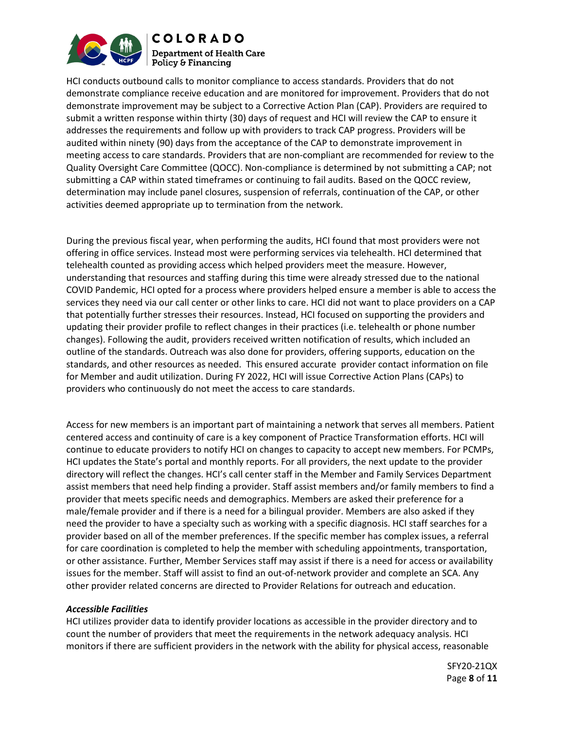HCI conducts outbound calls to monitor compliance to access standards. Providers that do not demonstrate compliance receive education and are monitored for improvement. Providers that do not demonstrate improvement may be subject to a Corrective Action Plan (CAP). Providers are required to submit a written response within thirty (30) days of request and HCI will review the CAP to ensure it addresses the requirements and follow up with providers to track CAP progress. Providers will be audited within ninety (90) days from the acceptance of the CAP to demonstrate improvement in meeting access to care standards. Providers that are non-compliant are recommended for review to the Quality Oversight Care Committee (QOCC). Non-compliance is determined by not submitting a CAP; not submitting a CAP within stated timeframes or continuing to fail audits. Based on the QOCC review, determination may include panel closures, suspension of referrals, continuation of the CAP, or other activities deemed appropriate up to termination from the network.

During the previous fiscal year, when performing the audits, HCI found that most providers were not offering in office services. Instead most were performing services via telehealth. HCI determined that telehealth counted as providing access which helped providers meet the measure. However, understanding that resources and staffing during this time were already stressed due to the national COVID Pandemic, HCI opted for a process where providers helped ensure a member is able to access the services they need via our call center or other links to care. HCI did not want to place providers on a CAP that potentially further stresses their resources. Instead, HCI focused on supporting the providers and updating their provider profile to reflect changes in their practices (i.e. telehealth or phone number changes). Following the audit, providers received written notification of results, which included an outline of the standards. Outreach was also done for providers, offering supports, education on the standards, and other resources as needed. This ensured accurate provider contact information on file for Member and audit utilization. During FY 2022, HCI will issue Corrective Action Plans (CAPs) to providers who continuously do not meet the access to care standards.

Access for new members is an important part of maintaining a network that serves all members. Patient centered access and continuity of care is a key component of Practice Transformation efforts. HCI will continue to educate providers to notify HCI on changes to capacity to accept new members. For PCMPs, HCI updates the State's portal and monthly reports. For all providers, the next update to the provider directory will reflect the changes. HCI's call center staff in the Member and Family Services Department assist members that need help finding a provider. Staff assist members and/or family members to find a provider that meets specific needs and demographics. Members are asked their preference for a male/female provider and if there is a need for a bilingual provider. Members are also asked if they need the provider to have a specialty such as working with a specific diagnosis. HCI staff searches for a provider based on all of the member preferences. If the specific member has complex issues, a referral for care coordination is completed to help the member with scheduling appointments, transportation, or other assistance. Further, Member Services staff may assist if there is a need for access or availability issues for the member. Staff will assist to find an out-of-network provider and complete an SCA. Any other provider related concerns are directed to Provider Relations for outreach and education.

***Accessible Facilities***

HCI utilizes provider data to identify provider locations as accessible in the provider directory and to count the number of providers that meet the requirements in the network adequacy analysis. HCI monitors if there are sufficient providers in the network with the ability for physical access, reasonable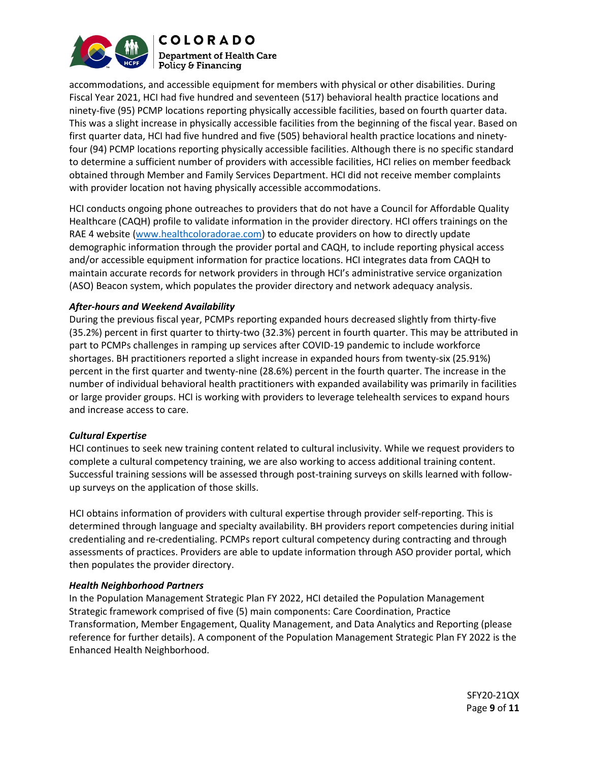accommodations, and accessible equipment for members with physical or other disabilities. During Fiscal Year 2021, HCI had five hundred and seventeen (517) behavioral health practice locations and ninety-five (95) PCMP locations reporting physically accessible facilities, based on fourth quarter data. This was a slight increase in physically accessible facilities from the beginning of the fiscal year. Based on first quarter data, HCI had five hundred and five (505) behavioral health practice locations and ninety-four (94) PCMP locations reporting physically accessible facilities. Although there is no specific standard to determine a sufficient number of providers with accessible facilities, HCI relies on member feedback obtained through Member and Family Services Department. HCI did not receive member complaints with provider location not having physically accessible accommodations.

HCI conducts ongoing phone outreaches to providers that do not have a Council for Affordable Quality Healthcare (CAQH) profile to validate information in the provider directory. HCI offers trainings on the RAE 4 website (www.healthcoloradorae.com) to educate providers on how to directly update demographic information through the provider portal and CAQH, to include reporting physical access and/or accessible equipment information for practice locations. HCI integrates data from CAQH to maintain accurate records for network providers in through HCI's administrative service organization (ASO) Beacon system, which populates the provider directory and network adequacy analysis.

***After-hours and Weekend Availability***

During the previous fiscal year, PCMPs reporting expanded hours decreased slightly from thirty-five (35.2%) percent in first quarter to thirty-two (32.3%) percent in fourth quarter. This may be attributed in part to PCMPs challenges in ramping up services after COVID-19 pandemic to include workforce shortages. BH practitioners reported a slight increase in expanded hours from twenty-six (25.91%) percent in the first quarter and twenty-nine (28.6%) percent in the fourth quarter. The increase in the number of individual behavioral health practitioners with expanded availability was primarily in facilities or large provider groups. HCI is working with providers to leverage telehealth services to expand hours and increase access to care.

***Cultural Expertise***

HCI continues to seek new training content related to cultural inclusivity. While we request providers to complete a cultural competency training, we are also working to access additional training content. Successful training sessions will be assessed through post-training surveys on skills learned with follow-up surveys on the application of those skills.

HCI obtains information of providers with cultural expertise through provider self-reporting. This is determined through language and specialty availability. BH providers report competencies during initial credentialing and re-credentialing. PCMPs report cultural competency during contracting and through assessments of practices. Providers are able to update information through ASO provider portal, which then populates the provider directory.

***Health Neighborhood Partners***

In the Population Management Strategic Plan FY 2022, HCI detailed the Population Management Strategic framework comprised of five (5) main components: Care Coordination, Practice Transformation, Member Engagement, Quality Management, and Data Analytics and Reporting (please reference for further details). A component of the Population Management Strategic Plan FY 2022 is the Enhanced Health Neighborhood.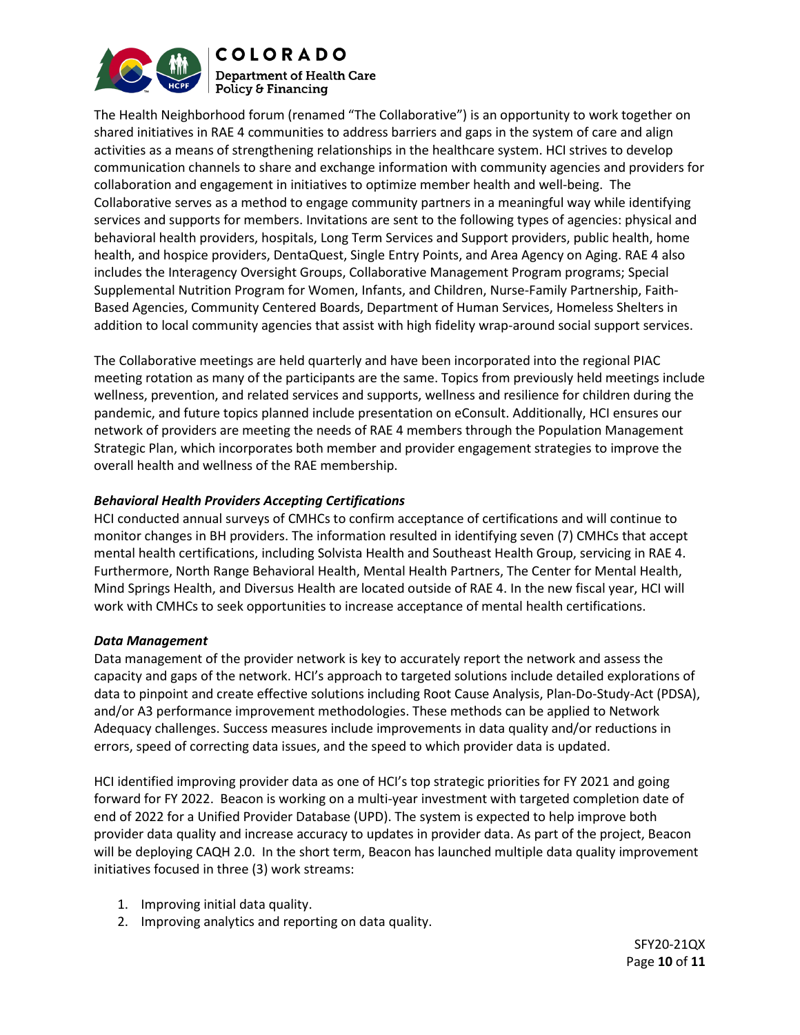The Health Neighborhood forum (renamed "The Collaborative") is an opportunity to work together on shared initiatives in RAE 4 communities to address barriers and gaps in the system of care and align activities as a means of strengthening relationships in the healthcare system. HCI strives to develop communication channels to share and exchange information with community agencies and providers for collaboration and engagement in initiatives to optimize member health and well-being. The Collaborative serves as a method to engage community partners in a meaningful way while identifying services and supports for members. Invitations are sent to the following types of agencies: physical and behavioral health providers, hospitals, Long Term Services and Support providers, public health, home health, and hospice providers, DentaQuest, Single Entry Points, and Area Agency on Aging. RAE 4 also includes the Interagency Oversight Groups, Collaborative Management Program programs; Special Supplemental Nutrition Program for Women, Infants, and Children, Nurse-Family Partnership, Faith-Based Agencies, Community Centered Boards, Department of Human Services, Homeless Shelters in addition to local community agencies that assist with high fidelity wrap-around social support services.

The Collaborative meetings are held quarterly and have been incorporated into the regional PIAC meeting rotation as many of the participants are the same. Topics from previously held meetings include wellness, prevention, and related services and supports, wellness and resilience for children during the pandemic, and future topics planned include presentation on eConsult. Additionally, HCI ensures our network of providers are meeting the needs of RAE 4 members through the Population Management Strategic Plan, which incorporates both member and provider engagement strategies to improve the overall health and wellness of the RAE membership.

***Behavioral Health Providers Accepting Certifications***

HCI conducted annual surveys of CMHCs to confirm acceptance of certifications and will continue to monitor changes in BH providers. The information resulted in identifying seven (7) CMHCs that accept mental health certifications, including Solvista Health and Southeast Health Group, servicing in RAE 4. Furthermore, North Range Behavioral Health, Mental Health Partners, The Center for Mental Health, Mind Springs Health, and Diversus Health are located outside of RAE 4. In the new fiscal year, HCI will work with CMHCs to seek opportunities to increase acceptance of mental health certifications.

***Data Management***

Data management of the provider network is key to accurately report the network and assess the capacity and gaps of the network. HCI's approach to targeted solutions include detailed explorations of data to pinpoint and create effective solutions including Root Cause Analysis, Plan-Do-Study-Act (PDSA), and/or A3 performance improvement methodologies. These methods can be applied to Network Adequacy challenges. Success measures include improvements in data quality and/or reductions in errors, speed of correcting data issues, and the speed to which provider data is updated.

HCI identified improving provider data as one of HCI's top strategic priorities for FY 2021 and going forward for FY 2022. Beacon is working on a multi-year investment with targeted completion date of end of 2022 for a Unified Provider Database (UPD). The system is expected to help improve both provider data quality and increase accuracy to updates in provider data. As part of the project, Beacon will be deploying CAQH 2.0. In the short term, Beacon has launched multiple data quality improvement initiatives focused in three (3) work streams:

1. Improving initial data quality.
2. Improving analytics and reporting on data quality.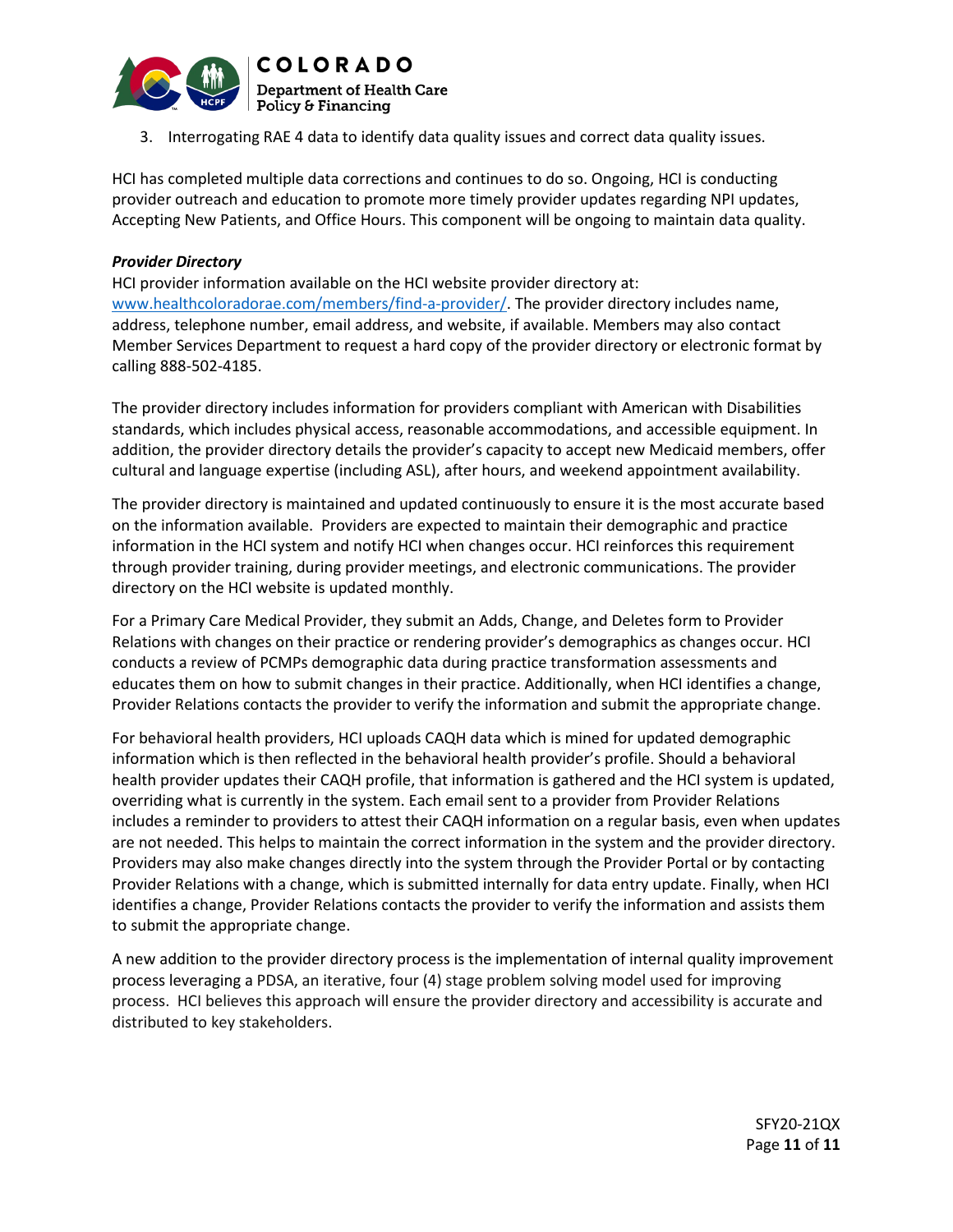3. Interrogating RAE 4 data to identify data quality issues and correct data quality issues.

HCI has completed multiple data corrections and continues to do so. Ongoing, HCI is conducting provider outreach and education to promote more timely provider updates regarding NPI updates, Accepting New Patients, and Office Hours. This component will be ongoing to maintain data quality.

***Provider Directory***

HCI provider information available on the HCI website provider directory at: [www.healthcoloradorae.com/members/find-a-provider/](www.healthcoloradorae.com/members/find-a-provider/). The provider directory includes name, address, telephone number, email address, and website, if available. Members may also contact Member Services Department to request a hard copy of the provider directory or electronic format by calling 888-502-4185.

The provider directory includes information for providers compliant with American with Disabilities standards, which includes physical access, reasonable accommodations, and accessible equipment. In addition, the provider directory details the provider's capacity to accept new Medicaid members, offer cultural and language expertise (including ASL), after hours, and weekend appointment availability.

The provider directory is maintained and updated continuously to ensure it is the most accurate based on the information available. Providers are expected to maintain their demographic and practice information in the HCI system and notify HCI when changes occur. HCI reinforces this requirement through provider training, during provider meetings, and electronic communications. The provider directory on the HCI website is updated monthly.

For a Primary Care Medical Provider, they submit an Adds, Change, and Deletes form to Provider Relations with changes on their practice or rendering provider's demographics as changes occur. HCI conducts a review of PCMPs demographic data during practice transformation assessments and educates them on how to submit changes in their practice. Additionally, when HCI identifies a change, Provider Relations contacts the provider to verify the information and submit the appropriate change.

For behavioral health providers, HCI uploads CAQH data which is mined for updated demographic information which is then reflected in the behavioral health provider's profile. Should a behavioral health provider updates their CAQH profile, that information is gathered and the HCI system is updated, overriding what is currently in the system. Each email sent to a provider from Provider Relations includes a reminder to providers to attest their CAQH information on a regular basis, even when updates are not needed. This helps to maintain the correct information in the system and the provider directory. Providers may also make changes directly into the system through the Provider Portal or by contacting Provider Relations with a change, which is submitted internally for data entry update. Finally, when HCI identifies a change, Provider Relations contacts the provider to verify the information and assists them to submit the appropriate change.

A new addition to the provider directory process is the implementation of internal quality improvement process leveraging a PDSA, an iterative, four (4) stage problem solving model used for improving process. HCI believes this approach will ensure the provider directory and accessibility is accurate and distributed to key stakeholders.